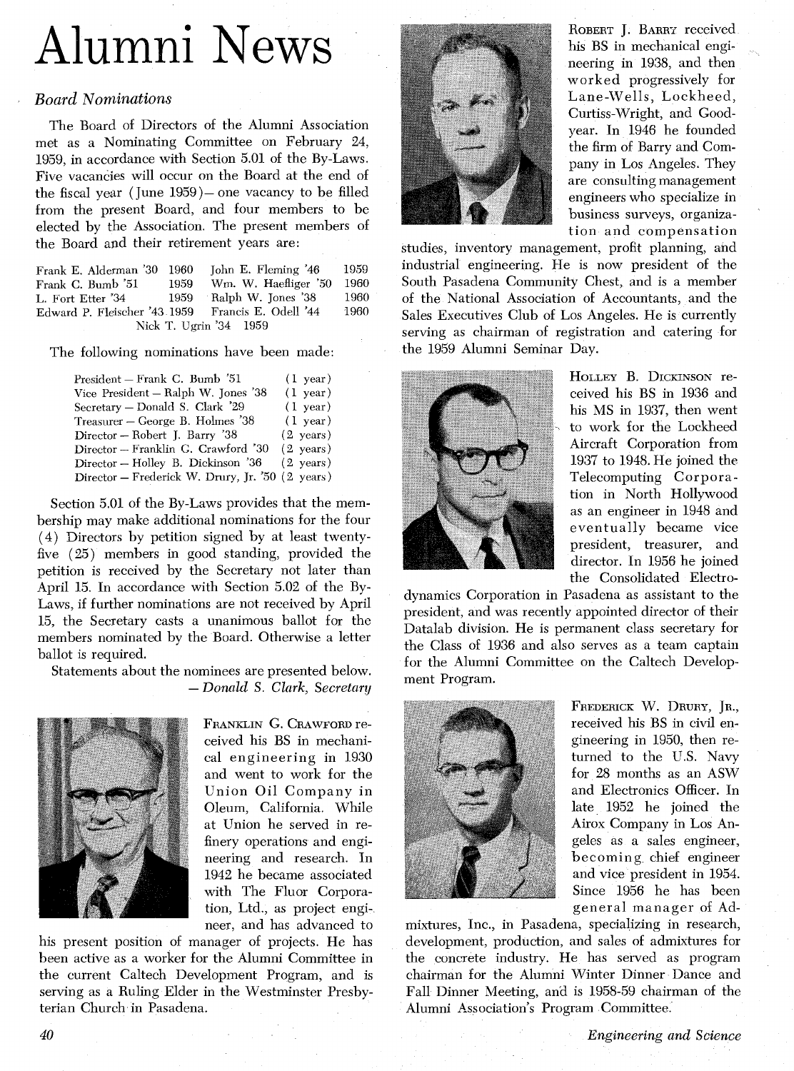# Alumni News

### *Board Nominations*

The Board of Directors of the Alumni Association met as a Nominating Committee on February 24, 1959, in accordance with Section 5.01 of the By-Laws. Five vacancies will occur on the Board at the end of the fiscal year (June 1959)—one vacancy to be filled from the present Board, and four members to be elected by the Association. The present members of the Board and their retirement years are:

| | | | |
|---|---|---|---|
| Frank E. Alderman '30 | 1960 | John E. Fleming '46 | 1959 |
| Frank C. Bumb '51 | 1959 | Wm. W. Haefliger '50 | 1960 |
| L. Fort Etter '34 | 1959 | Ralph W. Jones '38 | 1960 |
| Edward P. Fleischer '43 | 1959 | Francis E. Odell '44 | 1960 |
| Nick T. Ugrin '34 | 1959 | | |

The following nominations have been made:

| | |
|---|---|
| President — Frank C. Bumb '51 | (1 year) |
| Vice President — Ralph W. Jones '38 | (1 year) |
| Secretary — Donald S. Clark '29 | (1 year) |
| Treasurer — George B. Holmes '38 | (1 year) |
| Director — Robert J. Barry '38 | (2 years) |
| Director — Franklin G. Crawford '30 | (2 years) |
| Director — Holley B. Dickinson '36 | (2 years) |
| Director — Frederick W. Drury, Jr. '50 | (2 years) |

Section 5.01 of the By-Laws provides that the membership may make additional nominations for the four (4) Directors by petition signed by at least twenty-five (25) members in good standing, provided the petition is received by the Secretary not later than April 15. In accordance with Section 5.02 of the By-Laws, if further nominations are not received by April 15, the Secretary casts a unanimous ballot for the members nominated by the Board. Otherwise a letter ballot is required.

Statements about the nominees are presented below.

*— Donald S. Clark, Secretary*

FRANKLIN G. CRAWFORD received his BS in mechanical engineering in 1930 and went to work for the Union Oil Company in Oleum, California. While at Union he served in refinery operations and engineering and research. In 1942 he became associated with The Fluor Corporation, Ltd., as project engineer, and has advanced to his present position of manager of projects. He has been active as a worker for the Alumni Committee in the current Caltech Development Program, and is serving as a Ruling Elder in the Westminster Presbyterian Church in Pasadena.

ROBERT J. BARRY received his BS in mechanical engineering in 1938, and then worked progressively for Lane-Wells, Lockheed, Curtiss-Wright, and Goodyear. In 1946 he founded the firm of Barry and Company in Los Angeles. They are consulting management engineers who specialize in business surveys, organization and compensation studies, inventory management, profit planning, and industrial engineering. He is now president of the South Pasadena Community Chest, and is a member of the National Association of Accountants, and the Sales Executives Club of Los Angeles. He is currently serving as chairman of registration and catering for the 1959 Alumni Seminar Day.

HOLLEY B. DICKINSON received his BS in 1936 and his MS in 1937, then went to work for the Lockheed Aircraft Corporation from 1937 to 1948. He joined the Telecomputing Corporation in North Hollywood as an engineer in 1948 and eventually became vice president, treasurer, and director. In 1956 he joined the Consolidated Electrodynamics Corporation in Pasadena as assistant to the president, and was recently appointed director of their Datalab division. He is permanent class secretary for the Class of 1936 and also serves as a team captain for the Alumni Committee on the Caltech Development Program.

FREDERICK W. DRURY, JR., received his BS in civil engineering in 1950, then returned to the U.S. Navy for 28 months as an ASW and Electronics Officer. In late 1952 he joined the Airox Company in Los Angeles as a sales engineer, becoming chief engineer and vice president in 1954. Since 1956 he has been general manager of Admixtures, Inc., in Pasadena, specializing in research, development, production, and sales of admixtures for the concrete industry. He has served as program chairman for the Alumni Winter Dinner Dance and Fall Dinner Meeting, and is 1958-59 chairman of the Alumni Association's Program Committee.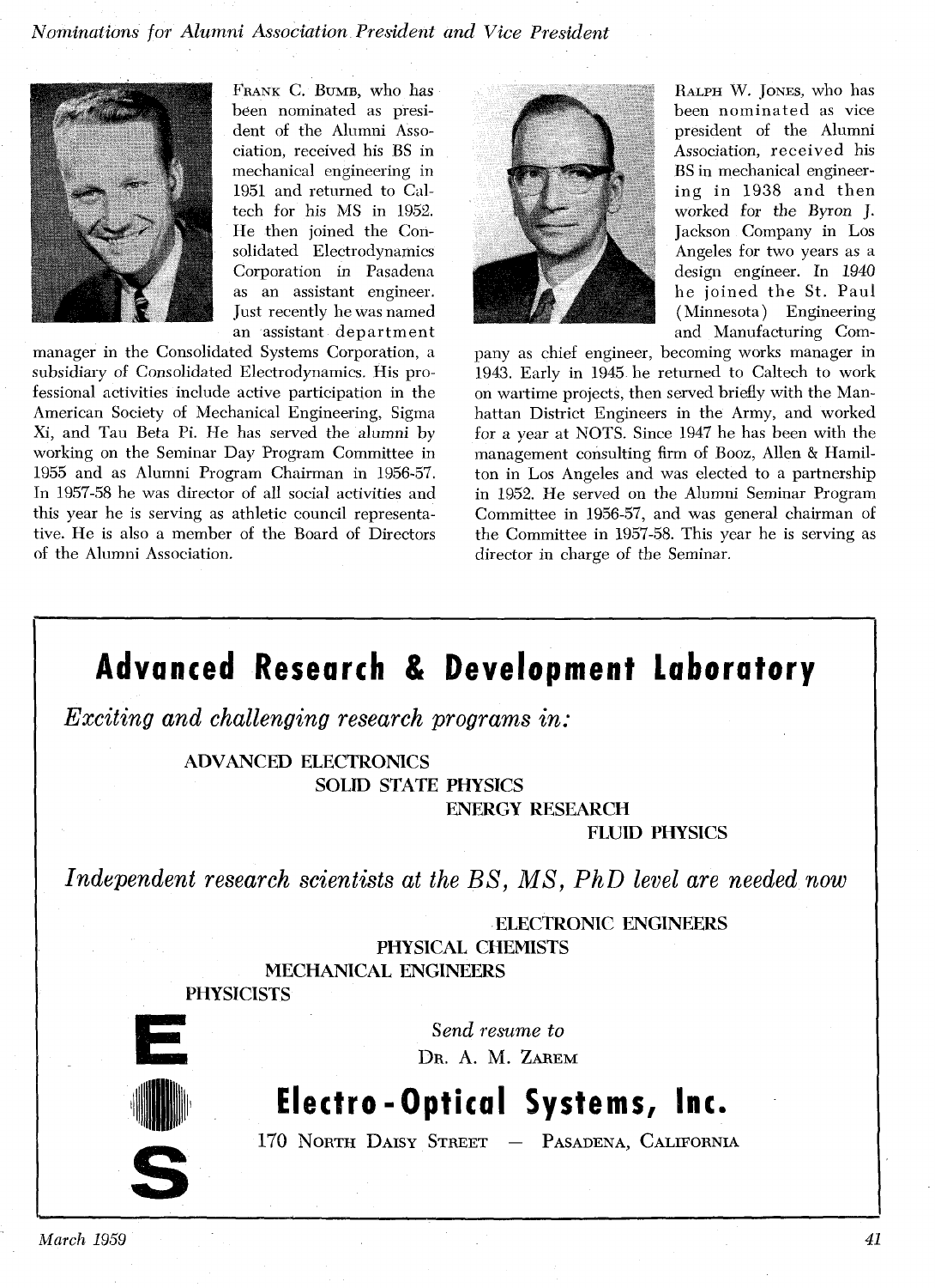*Nominations for Alumni Association President and Vice President*

FRANK C. BUMB, who has been nominated as president of the Alumni Association, received his BS in mechanical engineering in 1951 and returned to Caltech for his MS in 1952. He then joined the Consolidated Electrodynamics Corporation in Pasadena as an assistant engineer. Just recently he was named an assistant department manager in the Consolidated Systems Corporation, a subsidiary of Consolidated Electrodynamics. His professional activities include active participation in the American Society of Mechanical Engineering, Sigma Xi, and Tau Beta Pi. He has served the alumni by working on the Seminar Day Program Committee in 1955 and as Alumni Program Chairman in 1956-57. In 1957-58 he was director of all social activities and this year he is serving as athletic council representative. He is also a member of the Board of Directors of the Alumni Association.

RALPH W. JONES, who has been nominated as vice president of the Alumni Association, received his BS in mechanical engineering in 1938 and then worked for the Byron J. Jackson Company in Los Angeles for two years as a design engineer. In 1940 he joined the St. Paul (Minnesota) Engineering and Manufacturing Company as chief engineer, becoming works manager in 1943. Early in 1945 he returned to Caltech to work on wartime projects, then served briefly with the Manhattan District Engineers in the Army, and worked for a year at NOTS. Since 1947 he has been with the management consulting firm of Booz, Allen & Hamilton in Los Angeles and was elected to a partnership in 1952. He served on the Alumni Seminar Program Committee in 1956-57, and was general chairman of the Committee in 1957-58. This year he is serving as director in charge of the Seminar.

---

# Advanced Research & Development Laboratory

*Exciting and challenging research programs in:*

ADVANCED ELECTRONICS
SOLID STATE PHYSICS
ENERGY RESEARCH
FLUID PHYSICS

*Independent research scientists at the BS, MS, PhD level are needed now*

ELECTRONIC ENGINEERS
PHYSICAL CHEMISTS
MECHANICAL ENGINEERS
PHYSICISTS

EOS

*Send resume to*
DR. A. M. ZAREM

## Electro-Optical Systems, Inc.

170 NORTH DAISY STREET — PASADENA, CALIFORNIA